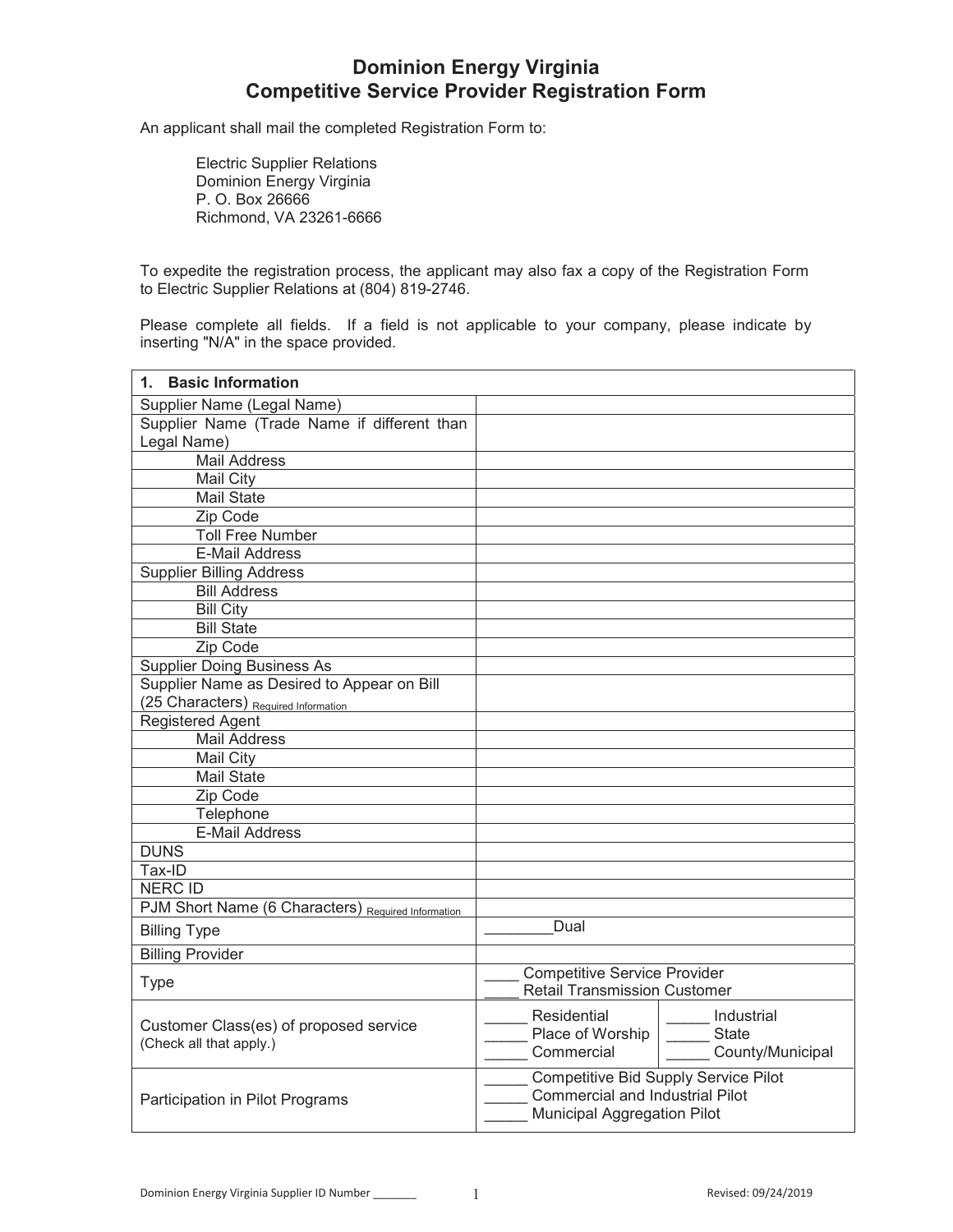# Dominion Energy Virginia
# Competitive Service Provider Registration Form

An applicant shall mail the completed Registration Form to:

Electric Supplier Relations
Dominion Energy Virginia
P. O. Box 26666
Richmond, VA 23261-6666

To expedite the registration process, the applicant may also fax a copy of the Registration Form to Electric Supplier Relations at (804) 819-2746.

Please complete all fields. If a field is not applicable to your company, please indicate by inserting "N/A" in the space provided.

| **1. Basic Information** | | |
|---|---|---|
| Supplier Name (Legal Name) | | |
| Supplier Name (Trade Name if different than Legal Name) | | |
| Mail Address | | |
| Mail City | | |
| Mail State | | |
| Zip Code | | |
| Toll Free Number | | |
| E-Mail Address | | |
| Supplier Billing Address | | |
| Bill Address | | |
| Bill City | | |
| Bill State | | |
| Zip Code | | |
| Supplier Doing Business As | | |
| Supplier Name as Desired to Appear on Bill (25 Characters) Required Information | | |
| Registered Agent | | |
| Mail Address | | |
| Mail City | | |
| Mail State | | |
| Zip Code | | |
| Telephone | | |
| E-Mail Address | | |
| DUNS | | |
| Tax-ID | | |
| NERC ID | | |
| PJM Short Name (6 Characters) Required Information | | |
| Billing Type | ________Dual | |
| Billing Provider | | |
| Type | ____ Competitive Service Provider<br>____ Retail Transmission Customer | |
| Customer Class(es) of proposed service (Check all that apply.) | _____ Residential<br>_____ Place of Worship<br>_____ Commercial | _____ Industrial<br>_____ State<br>_____ County/Municipal |
| Participation in Pilot Programs | _____ Competitive Bid Supply Service Pilot<br>_____ Commercial and Industrial Pilot<br>_____ Municipal Aggregation Pilot | |

Dominion Energy Virginia Supplier ID Number _______

Revised: 09/24/2019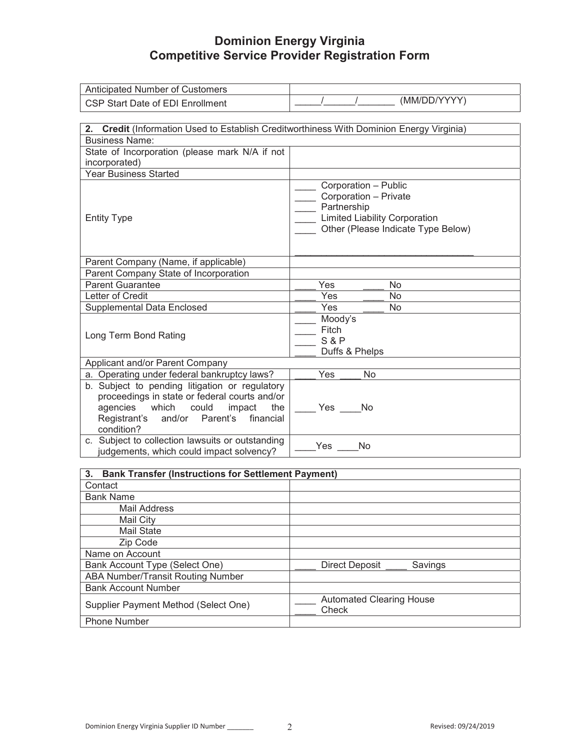# Dominion Energy Virginia
## Competitive Service Provider Registration Form

| | |
|---|---|
| Anticipated Number of Customers | |
| CSP Start Date of EDI Enrollment | _____/_____/_______ (MM/DD/YYYY) |

| **2. Credit** (Information Used to Establish Creditworthiness With Dominion Energy Virginia) | |
|---|---|
| Business Name: | |
| State of Incorporation (please mark N/A if not incorporated) | |
| Year Business Started | |
| Entity Type | ____ Corporation – Public<br>____ Corporation – Private<br>____ Partnership<br>____ Limited Liability Corporation<br>____ Other (Please Indicate Type Below)<br><br>_________________________________ |
| Parent Company (Name, if applicable) | |
| Parent Company State of Incorporation | |
| Parent Guarantee | ____ Yes ____ No |
| Letter of Credit | ____ Yes ____ No |
| Supplemental Data Enclosed | ____ Yes ____ No |
| Long Term Bond Rating | ____ Moody's<br>____ Fitch<br>____ S & P<br>____ Duffs & Phelps |
| Applicant and/or Parent Company | |
| a. Operating under federal bankruptcy laws? | ____ Yes ____ No |
| b. Subject to pending litigation or regulatory proceedings in state or federal courts and/or agencies which could impact the Registrant's and/or Parent's financial condition? | ____ Yes ____No |
| c. Subject to collection lawsuits or outstanding judgements, which could impact solvency? | ____Yes ____No |

| **3. Bank Transfer (Instructions for Settlement Payment)** | |
|---|---|
| Contact | |
| Bank Name | |
| Mail Address | |
| Mail City | |
| Mail State | |
| Zip Code | |
| Name on Account | |
| Bank Account Type (Select One) | ____ Direct Deposit ____ Savings |
| ABA Number/Transit Routing Number | |
| Bank Account Number | |
| Supplier Payment Method (Select One) | ____ Automated Clearing House<br>____ Check |
| Phone Number | |

Dominion Energy Virginia Supplier ID Number _______

Revised: 09/24/2019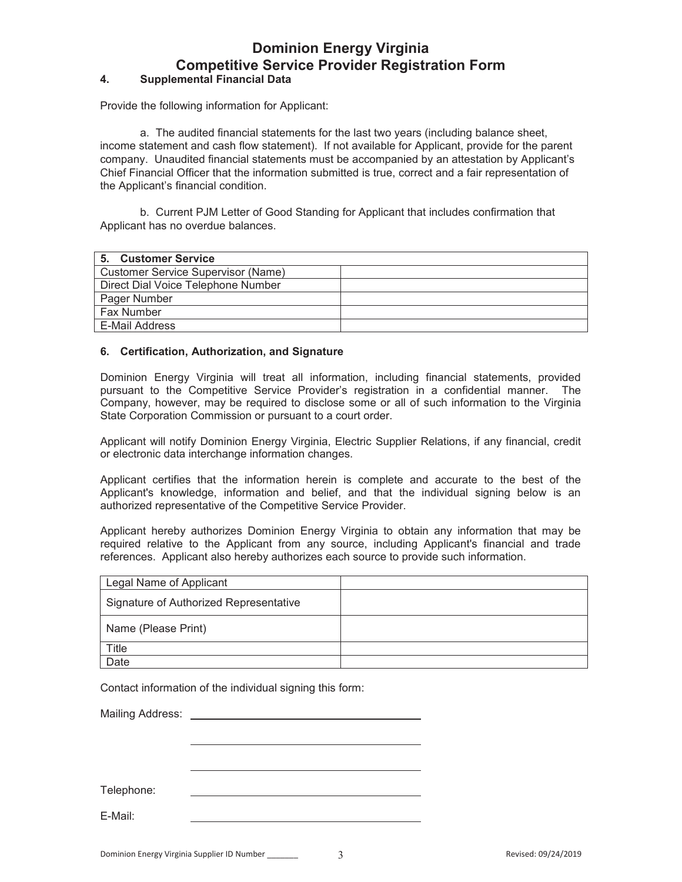# Dominion Energy Virginia
# Competitive Service Provider Registration Form

## 4. Supplemental Financial Data

Provide the following information for Applicant:

a. The audited financial statements for the last two years (including balance sheet, income statement and cash flow statement). If not available for Applicant, provide for the parent company. Unaudited financial statements must be accompanied by an attestation by Applicant's Chief Financial Officer that the information submitted is true, correct and a fair representation of the Applicant's financial condition.

b. Current PJM Letter of Good Standing for Applicant that includes confirmation that Applicant has no overdue balances.

| **5. Customer Service** | |
|---|---|
| Customer Service Supervisor (Name) | |
| Direct Dial Voice Telephone Number | |
| Pager Number | |
| Fax Number | |
| E-Mail Address | |

**6. Certification, Authorization, and Signature**

Dominion Energy Virginia will treat all information, including financial statements, provided pursuant to the Competitive Service Provider's registration in a confidential manner. The Company, however, may be required to disclose some or all of such information to the Virginia State Corporation Commission or pursuant to a court order.

Applicant will notify Dominion Energy Virginia, Electric Supplier Relations, if any financial, credit or electronic data interchange information changes.

Applicant certifies that the information herein is complete and accurate to the best of the Applicant's knowledge, information and belief, and that the individual signing below is an authorized representative of the Competitive Service Provider.

Applicant hereby authorizes Dominion Energy Virginia to obtain any information that may be required relative to the Applicant from any source, including Applicant's financial and trade references. Applicant also hereby authorizes each source to provide such information.

| | |
|---|---|
| Legal Name of Applicant | |
| Signature of Authorized Representative | |
| Name (Please Print) | |
| Title | |
| Date | |

Contact information of the individual signing this form:

Mailing Address: ______________________________

______________________________

______________________________

Telephone: ______________________________

E-Mail: ______________________________

Dominion Energy Virginia Supplier ID Number _______

Revised: 09/24/2019